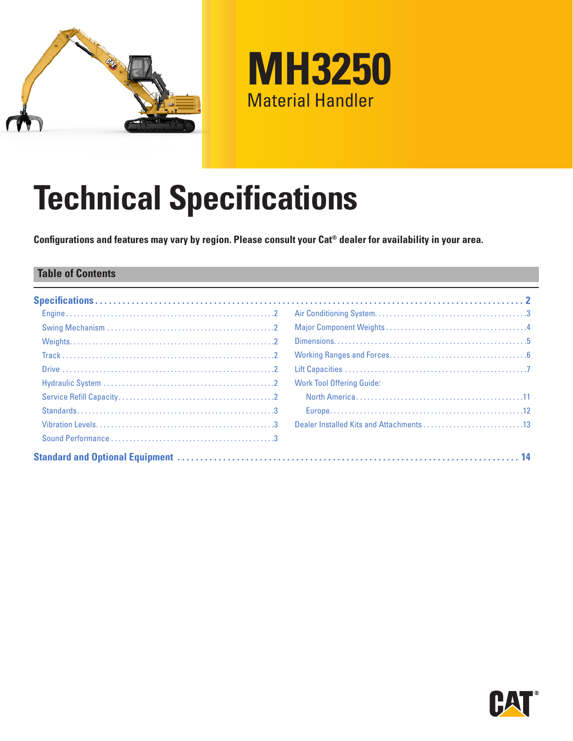# MH3250

Material Handler

# Technical Specifications

**Configurations and features may vary by region. Please consult your Cat® dealer for availability in your area.**

## Table of Contents

**Specifications** ........ 2

- Engine ........ 2
- Swing Mechanism ........ 2
- Weights ........ 2
- Track ........ 2
- Drive ........ 2
- Hydraulic System ........ 2
- Service Refill Capacity ........ 2
- Standards ........ 3
- Vibration Levels ........ 3
- Sound Performance ........ 3
- Air Conditioning System ........ 3
- Major Component Weights ........ 4
- Dimensions ........ 5
- Working Ranges and Forces ........ 6
- Lift Capacities ........ 7
- Work Tool Offering Guide:
  - North America ........ 11
  - Europe ........ 12
- Dealer Installed Kits and Attachments ........ 13

**Standard and Optional Equipment** ........ 14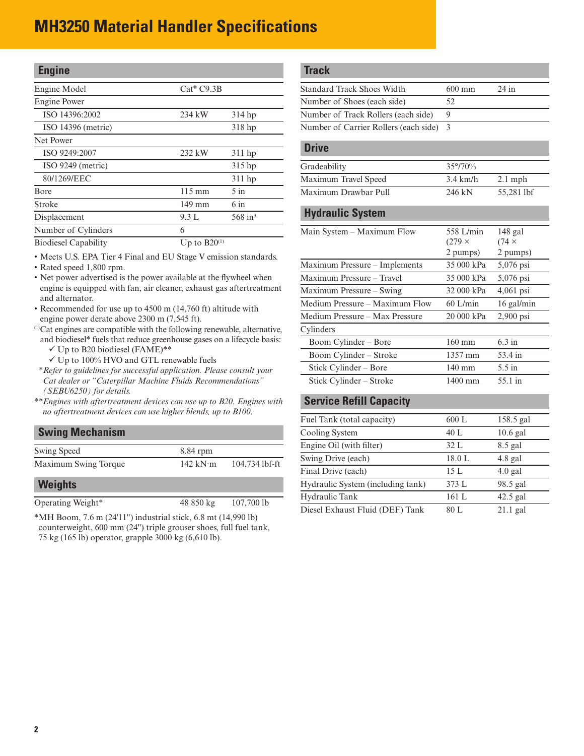# MH3250 Material Handler Specifications

## Engine

| | | |
|---|---|---|
| Engine Model | Cat® C9.3B | |
| Engine Power | | |
| ISO 14396:2002 | 234 kW | 314 hp |
| ISO 14396 (metric) | | 318 hp |
| Net Power | | |
| ISO 9249:2007 | 232 kW | 311 hp |
| ISO 9249 (metric) | | 315 hp |
| 80/1269/EEC | | 311 hp |
| Bore | 115 mm | 5 in |
| Stroke | 149 mm | 6 in |
| Displacement | 9.3 L | 568 in³ |
| Number of Cylinders | 6 | |
| Biodiesel Capability | Up to B20[1] | |

- Meets U.S. EPA Tier 4 Final and EU Stage V emission standards.
- Rated speed 1,800 rpm.
- Net power advertised is the power available at the flywheel when engine is equipped with fan, air cleaner, exhaust gas aftertreatment and alternator.
- Recommended for use up to 4500 m (14,760 ft) altitude with engine power derate above 2300 m (7,545 ft).

[1]Cat engines are compatible with the following renewable, alternative, and biodiesel* fuels that reduce greenhouse gases on a lifecycle basis:
- ✓ Up to B20 biodiesel (FAME)**
- ✓ Up to 100% HVO and GTL renewable fuels

**Refer to guidelines for successful application. Please consult your Cat dealer or "Caterpillar Machine Fluids Recommendations" (SEBU6250) for details.*

***Engines with aftertreatment devices can use up to B20. Engines with no aftertreatment devices can use higher blends, up to B100.*

## Swing Mechanism

| | | |
|---|---|---|
| Swing Speed | 8.84 rpm | |
| Maximum Swing Torque | 142 kN·m | 104,734 lbf-ft |

## Weights

| | | |
|---|---|---|
| Operating Weight* | 48 850 kg | 107,700 lb |

*MH Boom, 7.6 m (24'11") industrial stick, 6.8 mt (14,990 lb) counterweight, 600 mm (24") triple grouser shoes, full fuel tank, 75 kg (165 lb) operator, grapple 3000 kg (6,610 lb).

## Track

| | | |
|---|---|---|
| Standard Track Shoes Width | 600 mm | 24 in |
| Number of Shoes (each side) | 52 | |
| Number of Track Rollers (each side) | 9 | |
| Number of Carrier Rollers (each side) | 3 | |

## Drive

| | | |
|---|---|---|
| Gradeability | 35°/70% | |
| Maximum Travel Speed | 3.4 km/h | 2.1 mph |
| Maximum Drawbar Pull | 246 kN | 55,281 lbf |

## Hydraulic System

| | | |
|---|---|---|
| Main System – Maximum Flow | 558 L/min (279 × 2 pumps) | 148 gal (74 × 2 pumps) |
| Maximum Pressure – Implements | 35 000 kPa | 5,076 psi |
| Maximum Pressure – Travel | 35 000 kPa | 5,076 psi |
| Maximum Pressure – Swing | 32 000 kPa | 4,061 psi |
| Medium Pressure – Maximum Flow | 60 L/min | 16 gal/min |
| Medium Pressure – Max Pressure | 20 000 kPa | 2,900 psi |
| Cylinders | | |
| Boom Cylinder – Bore | 160 mm | 6.3 in |
| Boom Cylinder – Stroke | 1357 mm | 53.4 in |
| Stick Cylinder – Bore | 140 mm | 5.5 in |
| Stick Cylinder – Stroke | 1400 mm | 55.1 in |

## Service Refill Capacity

| | | |
|---|---|---|
| Fuel Tank (total capacity) | 600 L | 158.5 gal |
| Cooling System | 40 L | 10.6 gal |
| Engine Oil (with filter) | 32 L | 8.5 gal |
| Swing Drive (each) | 18.0 L | 4.8 gal |
| Final Drive (each) | 15 L | 4.0 gal |
| Hydraulic System (including tank) | 373 L | 98.5 gal |
| Hydraulic Tank | 161 L | 42.5 gal |
| Diesel Exhaust Fluid (DEF) Tank | 80 L | 21.1 gal |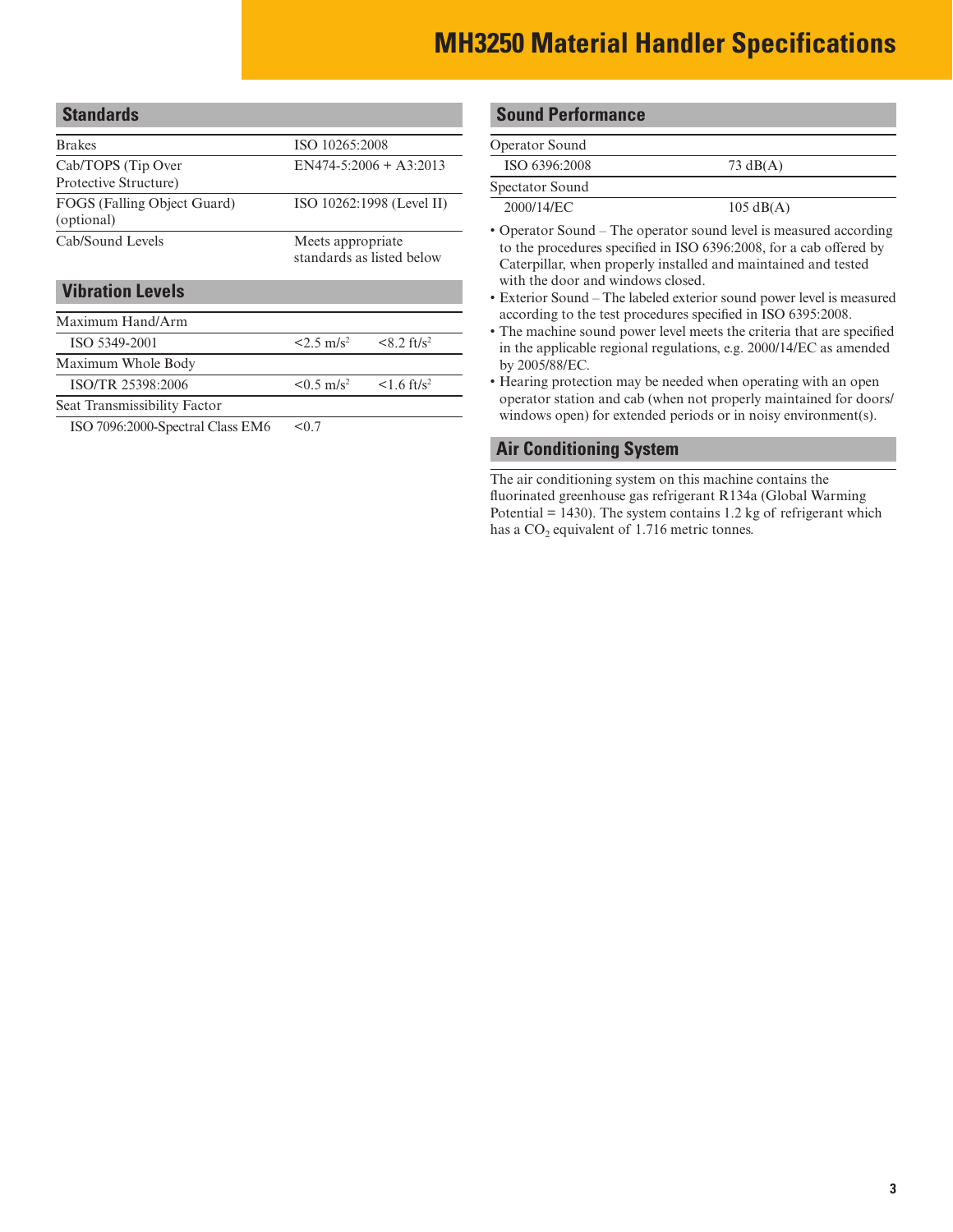# MH3250 Material Handler Specifications

## Standards

| | |
|---|---|
| Brakes | ISO 10265:2008 |
| Cab/TOPS (Tip Over Protective Structure) | EN474-5:2006 + A3:2013 |
| FOGS (Falling Object Guard) (optional) | ISO 10262:1998 (Level II) |
| Cab/Sound Levels | Meets appropriate standards as listed below |

## Vibration Levels

| | | |
|---|---|---|
| Maximum Hand/Arm | | |
| ISO 5349-2001 | <2.5 m/s² | <8.2 ft/s² |
| Maximum Whole Body | | |
| ISO/TR 25398:2006 | <0.5 m/s² | <1.6 ft/s² |
| Seat Transmissibility Factor | | |
| ISO 7096:2000-Spectral Class EM6 | <0.7 | |

## Sound Performance

| | |
|---|---|
| Operator Sound | |
| ISO 6396:2008 | 73 dB(A) |
| Spectator Sound | |
| 2000/14/EC | 105 dB(A) |

- Operator Sound – The operator sound level is measured according to the procedures specified in ISO 6396:2008, for a cab offered by Caterpillar, when properly installed and maintained and tested with the door and windows closed.
- Exterior Sound – The labeled exterior sound power level is measured according to the test procedures specified in ISO 6395:2008.
- The machine sound power level meets the criteria that are specified in the applicable regional regulations, e.g. 2000/14/EC as amended by 2005/88/EC.
- Hearing protection may be needed when operating with an open operator station and cab (when not properly maintained for doors/windows open) for extended periods or in noisy environment(s).

## Air Conditioning System

The air conditioning system on this machine contains the fluorinated greenhouse gas refrigerant R134a (Global Warming Potential = 1430). The system contains 1.2 kg of refrigerant which has a $CO_2$ equivalent of 1.716 metric tonnes.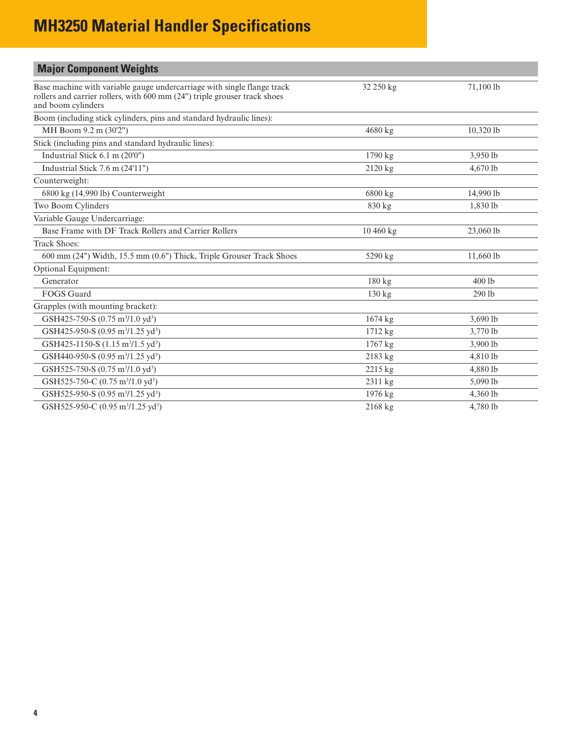# MH3250 Material Handler Specifications

## Major Component Weights

| | | |
|---|---|---|
| Base machine with variable gauge undercarriage with single flange track rollers and carrier rollers, with 600 mm (24") triple grouser track shoes and boom cylinders | 32 250 kg | 71,100 lb |
| Boom (including stick cylinders, pins and standard hydraulic lines): | | |
| MH Boom 9.2 m (30'2") | 4680 kg | 10,320 lb |
| Stick (including pins and standard hydraulic lines): | | |
| Industrial Stick 6.1 m (20'0") | 1790 kg | 3,950 lb |
| Industrial Stick 7.6 m (24'11") | 2120 kg | 4,670 lb |
| Counterweight: | | |
| 6800 kg (14,990 lb) Counterweight | 6800 kg | 14,990 lb |
| Two Boom Cylinders | 830 kg | 1,830 lb |
| Variable Gauge Undercarriage: | | |
| Base Frame with DF Track Rollers and Carrier Rollers | 10 460 kg | 23,060 lb |
| Track Shoes: | | |
| 600 mm (24") Width, 15.5 mm (0.6") Thick, Triple Grouser Track Shoes | 5290 kg | 11,660 lb |
| Optional Equipment: | | |
| Generator | 180 kg | 400 lb |
| FOGS Guard | 130 kg | 290 lb |
| Grapples (with mounting bracket): | | |
| GSH425-750-S (0.75 $m^3$/1.0 $yd^3$) | 1674 kg | 3,690 lb |
| GSH425-950-S (0.95 $m^3$/1.25 $yd^3$) | 1712 kg | 3,770 lb |
| GSH425-1150-S (1.15 $m^3$/1.5 $yd^3$) | 1767 kg | 3,900 lb |
| GSH440-950-S (0.95 $m^3$/1.25 $yd^3$) | 2183 kg | 4,810 lb |
| GSH525-750-S (0.75 $m^3$/1.0 $yd^3$) | 2215 kg | 4,880 lb |
| GSH525-750-C (0.75 $m^3$/1.0 $yd^3$) | 2311 kg | 5,090 lb |
| GSH525-950-S (0.95 $m^3$/1.25 $yd^3$) | 1976 kg | 4,360 lb |
| GSH525-950-C (0.95 $m^3$/1.25 $yd^3$) | 2168 kg | 4,780 lb |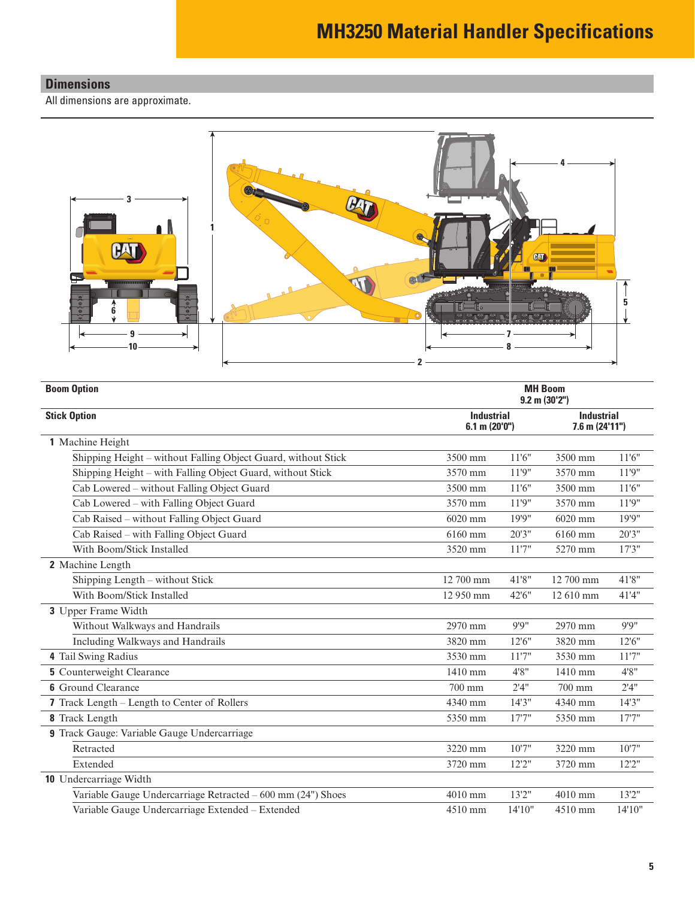# MH3250 Material Handler Specifications

## Dimensions

All dimensions are approximate.

| Boom Option | MH Boom 9.2 m (30'2") | | | |
|---|---|---|---|---|
| **Stick Option** | **Industrial 6.1 m (20'0")** | | **Industrial 7.6 m (24'11")** | |
| **1** Machine Height | | | | |
| Shipping Height – without Falling Object Guard, without Stick | 3500 mm | 11'6" | 3500 mm | 11'6" |
| Shipping Height – with Falling Object Guard, without Stick | 3570 mm | 11'9" | 3570 mm | 11'9" |
| Cab Lowered – without Falling Object Guard | 3500 mm | 11'6" | 3500 mm | 11'6" |
| Cab Lowered – with Falling Object Guard | 3570 mm | 11'9" | 3570 mm | 11'9" |
| Cab Raised – without Falling Object Guard | 6020 mm | 19'9" | 6020 mm | 19'9" |
| Cab Raised – with Falling Object Guard | 6160 mm | 20'3" | 6160 mm | 20'3" |
| With Boom/Stick Installed | 3520 mm | 11'7" | 5270 mm | 17'3" |
| **2** Machine Length | | | | |
| Shipping Length – without Stick | 12 700 mm | 41'8" | 12 700 mm | 41'8" |
| With Boom/Stick Installed | 12 950 mm | 42'6" | 12 610 mm | 41'4" |
| **3** Upper Frame Width | | | | |
| Without Walkways and Handrails | 2970 mm | 9'9" | 2970 mm | 9'9" |
| Including Walkways and Handrails | 3820 mm | 12'6" | 3820 mm | 12'6" |
| **4** Tail Swing Radius | 3530 mm | 11'7" | 3530 mm | 11'7" |
| **5** Counterweight Clearance | 1410 mm | 4'8" | 1410 mm | 4'8" |
| **6** Ground Clearance | 700 mm | 2'4" | 700 mm | 2'4" |
| **7** Track Length – Length to Center of Rollers | 4340 mm | 14'3" | 4340 mm | 14'3" |
| **8** Track Length | 5350 mm | 17'7" | 5350 mm | 17'7" |
| **9** Track Gauge: Variable Gauge Undercarriage | | | | |
| Retracted | 3220 mm | 10'7" | 3220 mm | 10'7" |
| Extended | 3720 mm | 12'2" | 3720 mm | 12'2" |
| **10** Undercarriage Width | | | | |
| Variable Gauge Undercarriage Retracted – 600 mm (24") Shoes | 4010 mm | 13'2" | 4010 mm | 13'2" |
| Variable Gauge Undercarriage Extended – Extended | 4510 mm | 14'10" | 4510 mm | 14'10" |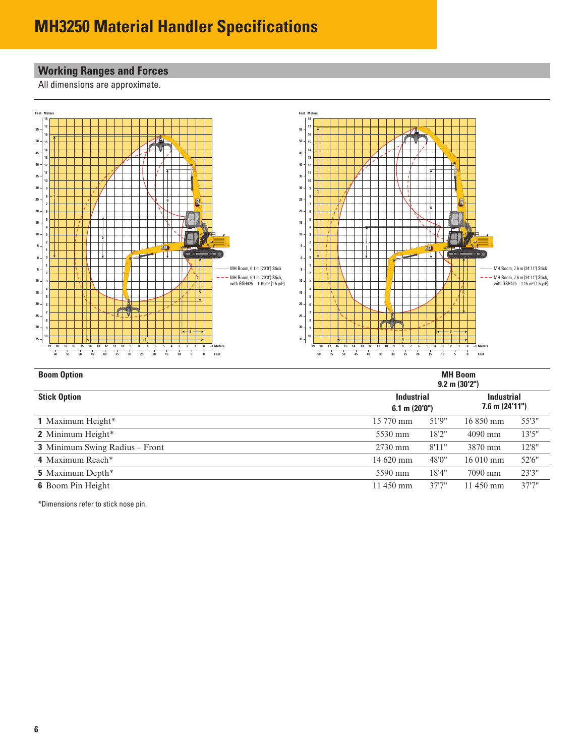# MH3250 Material Handler Specifications

## Working Ranges and Forces

All dimensions are approximate.

— MH Boom, 6.1 m (20'0") Stick
- - - MH Boom, 6.1 m (20'0") Stick, with GSH425 – 1.15 m³ (1.5 yd³)

— MH Boom, 7.6 m (24'11") Stick
- - - MH Boom, 7.6 m (24'11") Stick, with GSH425 – 1.15 m³ (1.5 yd³)

| Boom Option | MH Boom 9.2 m (30'2") | | | |
|---|---|---|---|---|
| **Stick Option** | **Industrial 6.1 m (20'0")** | | **Industrial 7.6 m (24'11")** | |
| **1** Maximum Height* | 15 770 mm | 51'9" | 16 850 mm | 55'3" |
| **2** Minimum Height* | 5530 mm | 18'2" | 4090 mm | 13'5" |
| **3** Minimum Swing Radius – Front | 2730 mm | 8'11" | 3870 mm | 12'8" |
| **4** Maximum Reach* | 14 620 mm | 48'0" | 16 010 mm | 52'6" |
| **5** Maximum Depth* | 5590 mm | 18'4" | 7090 mm | 23'3" |
| **6** Boom Pin Height | 11 450 mm | 37'7" | 11 450 mm | 37'7" |

*Dimensions refer to stick nose pin.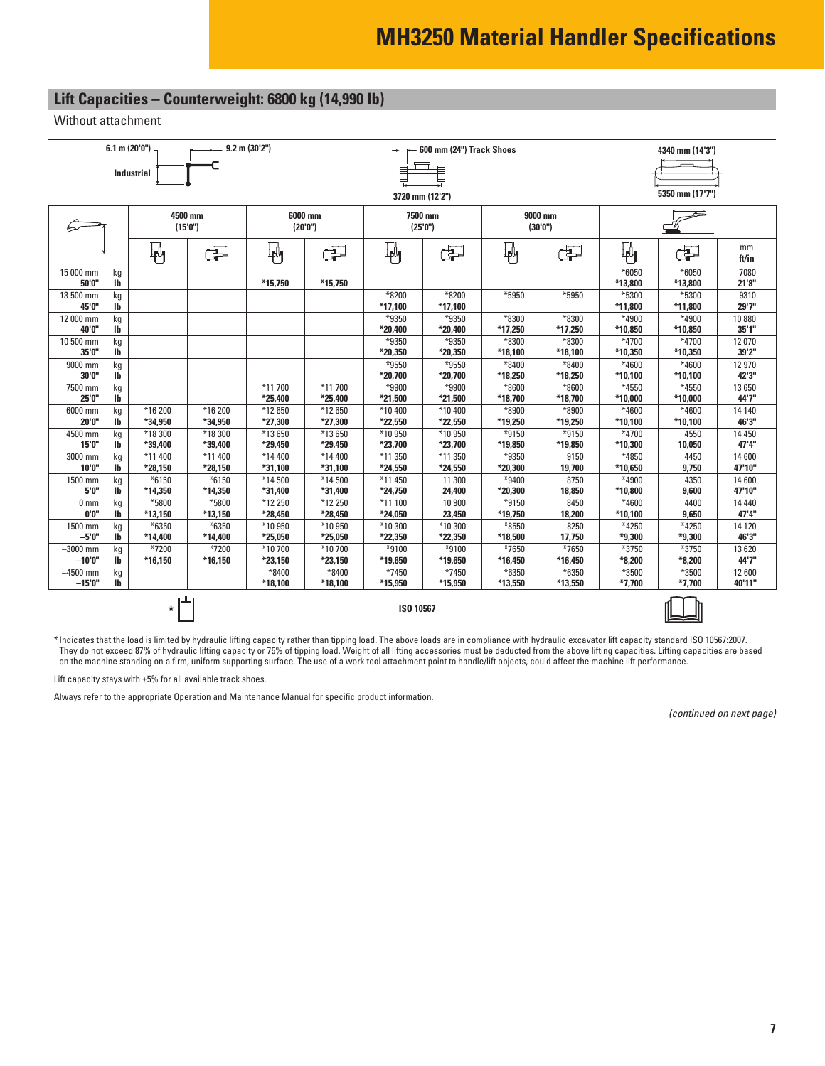# MH3250 Material Handler Specifications

## Lift Capacities – Counterweight: 6800 kg (14,990 lb)

Without attachment

6.1 m (20'0") Industrial — 9.2 m (30'2") — 600 mm (24") Track Shoes — 3720 mm (12'2") — 4340 mm (14'3") — 5350 mm (17'7")

| | | 4500 mm (15'0") | | 6000 mm (20'0") | | 7500 mm (25'0") | | 9000 mm (30'0") | | | | |
|---|---|---|---|---|---|---|---|---|---|---|---|---|
| | | Front | Side | Front | Side | Front | Side | Front | Side | Front | Side | mm ft/in |
| 15 000 mm | kg | | | | | | | | | *6050 | *6050 | 7080 |
| 50'0" | lb | | | *15,750 | *15,750 | | | | | *13,800 | *13,800 | 21'8" |
| 13 500 mm | kg | | | | | *8200 | *8200 | *5950 | *5950 | *5300 | *5300 | 9310 |
| 45'0" | lb | | | | | *17,100 | *17,100 | | | *11,800 | *11,800 | 29'7" |
| 12 000 mm | kg | | | | | *9350 | *9350 | *8300 | *8300 | *4900 | *4900 | 10 880 |
| 40'0" | lb | | | | | *20,400 | *20,400 | *17,250 | *17,250 | *10,850 | *10,850 | 35'1" |
| 10 500 mm | kg | | | | | *9350 | *9350 | *8300 | *8300 | *4700 | *4700 | 12 070 |
| 35'0" | lb | | | | | *20,350 | *20,350 | *18,100 | *18,100 | *10,350 | *10,350 | 39'2" |
| 9000 mm | kg | | | | | *9550 | *9550 | *8400 | *8400 | *4600 | *4600 | 12 970 |
| 30'0" | lb | | | | | *20,700 | *20,700 | *18,250 | *18,250 | *10,100 | *10,100 | 42'3" |
| 7500 mm | kg | | | *11 700 | *11 700 | *9900 | *9900 | *8600 | *8600 | *4550 | *4550 | 13 650 |
| 25'0" | lb | | | *25,400 | *25,400 | *21,500 | *21,500 | *18,700 | *18,700 | *10,000 | *10,000 | 44'7" |
| 6000 mm | kg | *16 200 | *16 200 | *12 650 | *12 650 | *10 400 | *10 400 | *8900 | *8900 | *4600 | *4600 | 14 140 |
| 20'0" | lb | *34,950 | *34,950 | *27,300 | *27,300 | *22,550 | *22,550 | *19,250 | *19,250 | *10,100 | *10,100 | 46'3" |
| 4500 mm | kg | *18 300 | *18 300 | *13 650 | *13 650 | *10 950 | *10 950 | *9150 | *9150 | *4700 | 4550 | 14 450 |
| 15'0" | lb | *39,400 | *39,400 | *29,450 | *29,450 | *23,700 | *23,700 | *19,850 | *19,850 | *10,300 | 10,050 | 47'4" |
| 3000 mm | kg | *11 400 | *11 400 | *14 400 | *14 400 | *11 350 | *11 350 | *9350 | 9150 | *4850 | 4450 | 14 600 |
| 10'0" | lb | *28,150 | *28,150 | *31,100 | *31,100 | *24,550 | *24,550 | *20,300 | 19,700 | *10,650 | 9,750 | 47'10" |
| 1500 mm | kg | *6150 | *6150 | *14 500 | *14 500 | *11 450 | 11 300 | *9400 | 8750 | *4900 | 4350 | 14 600 |
| 5'0" | lb | *14,350 | *14,350 | *31,400 | *31,400 | *24,750 | 24,400 | *20,300 | 18,850 | *10,800 | 9,600 | 47'10" |
| 0 mm | kg | *5800 | *5800 | *12 250 | *12 250 | *11 100 | 10 900 | *9150 | 8450 | *4600 | 4400 | 14 440 |
| 0'0" | lb | *13,150 | *13,150 | *28,450 | *28,450 | *24,050 | 23,450 | *19,750 | 18,200 | *10,100 | 9,650 | 47'4" |
| –1500 mm | kg | *6350 | *6350 | *10 950 | *10 950 | *10 300 | *10 300 | *8550 | 8250 | *4250 | *4250 | 14 120 |
| –5'0" | lb | *14,400 | *14,400 | *25,050 | *25,050 | *22,350 | *22,350 | *18,500 | 17,750 | *9,300 | *9,300 | 46'3" |
| –3000 mm | kg | *7200 | *7200 | *10 700 | *10 700 | *9100 | *9100 | *7650 | *7650 | *3750 | *3750 | 13 620 |
| –10'0" | lb | *16,150 | *16,150 | *23,150 | *23,150 | *19,650 | *19,650 | *16,450 | *16,450 | *8,200 | *8,200 | 44'7" |
| –4500 mm | kg | | | *8400 | *8400 | *7450 | *7450 | *6350 | *6350 | *3500 | *3500 | 12 600 |
| –15'0" | lb | | | *18,100 | *18,100 | *15,950 | *15,950 | *13,550 | *13,550 | *7,700 | *7,700 | 40'11" |

ISO 10567

*Indicates that the load is limited by hydraulic lifting capacity rather than tipping load. The above loads are in compliance with hydraulic excavator lift capacity standard ISO 10567:2007. They do not exceed 87% of hydraulic lifting capacity or 75% of tipping load. Weight of all lifting accessories must be deducted from the above lifting capacities. Lifting capacities are based on the machine standing on a firm, uniform supporting surface. The use of a work tool attachment point to handle/lift objects, could affect the machine lift performance.

Lift capacity stays with ±5% for all available track shoes.

Always refer to the appropriate Operation and Maintenance Manual for specific product information.

*(continued on next page)*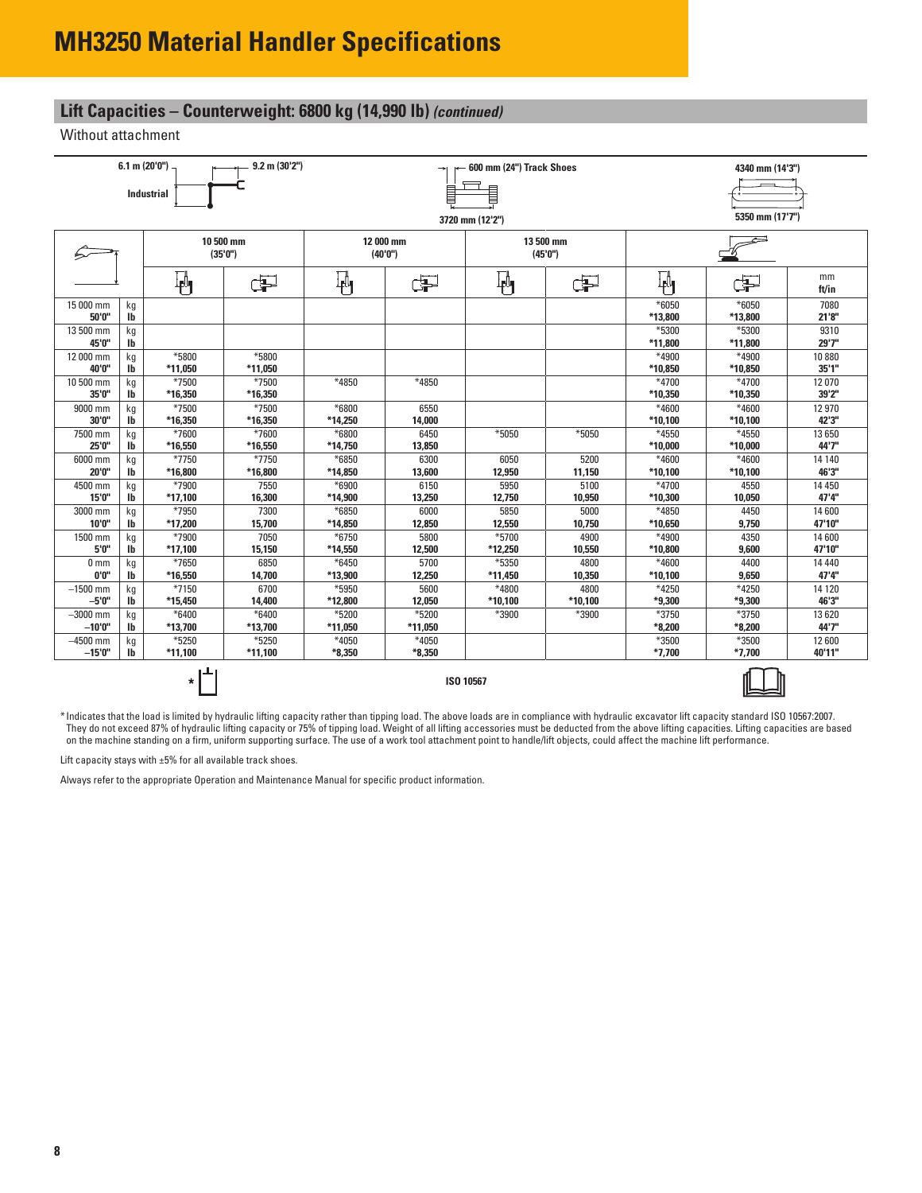# MH3250 Material Handler Specifications

## Lift Capacities – Counterweight: 6800 kg (14,990 lb) *(continued)*

Without attachment

6.1 m (20'0") Industrial — 9.2 m (30'2") — 600 mm (24") Track Shoes — 3720 mm (12'2") — 4340 mm (14'3") — 5350 mm (17'7")

| | | 10 500 mm (35'0") | | 12 000 mm (40'0") | | 13 500 mm (45'0") | | Max reach | | |
|---|---|---|---|---|---|---|---|---|---|---|
| | | Front | Side | Front | Side | Front | Side | Front | Side | mm ft/in |
| 15 000 mm 50'0" | kg lb | | | | | | | *6050 *13,800 | *6050 *13,800 | 7080 21'8" |
| 13 500 mm 45'0" | kg lb | | | | | | | *5300 *11,800 | *5300 *11,800 | 9310 29'7" |
| 12 000 mm 40'0" | kg lb | *5800 *11,050 | *5800 *11,050 | | | | | *4900 *10,850 | *4900 *10,850 | 10 880 35'1" |
| 10 500 mm 35'0" | kg lb | *7500 *16,350 | *7500 *16,350 | *4850 | *4850 | | | *4700 *10,350 | *4700 *10,350 | 12 070 39'2" |
| 9000 mm 30'0" | kg lb | *7500 *16,350 | *7500 *16,350 | *6800 *14,250 | 6550 14,000 | | | *4600 *10,100 | *4600 *10,100 | 12 970 42'3" |
| 7500 mm 25'0" | kg lb | *7600 *16,550 | *7600 *16,550 | *6800 *14,750 | 6450 13,850 | *5050 | *5050 | *4550 *10,000 | *4550 *10,000 | 13 650 44'7" |
| 6000 mm 20'0" | kg lb | *7750 *16,800 | *7750 *16,800 | *6850 *14,850 | 6300 13,600 | 6050 12,950 | 5200 11,150 | *4600 *10,100 | *4600 *10,100 | 14 140 46'3" |
| 4500 mm 15'0" | kg lb | *7900 *17,100 | 7550 16,300 | *6900 *14,900 | 6150 13,250 | 5950 12,750 | 5100 10,950 | *4700 *10,300 | 4550 10,050 | 14 450 47'4" |
| 3000 mm 10'0" | kg lb | *7950 *17,200 | 7300 15,700 | *6850 *14,850 | 6000 12,850 | 5850 12,550 | 5000 10,750 | *4850 *10,650 | 4450 9,750 | 14 600 47'10" |
| 1500 mm 5'0" | kg lb | *7900 *17,100 | 7050 15,150 | *6750 *14,550 | 5800 12,500 | *5700 *12,250 | 4900 10,550 | *4900 *10,800 | 4350 9,600 | 14 600 47'10" |
| 0 mm 0'0" | kg lb | *7650 *16,550 | 6850 14,700 | *6450 *13,900 | 5700 12,250 | *5350 *11,450 | 4800 10,350 | *4600 *10,100 | 4400 9,650 | 14 440 47'4" |
| –1500 mm –5'0" | kg lb | *7150 *15,450 | 6700 14,400 | *5950 *12,800 | 5600 12,050 | *4800 *10,100 | 4800 *10,100 | *4250 *9,300 | *4250 *9,300 | 14 120 46'3" |
| –3000 mm –10'0" | kg lb | *6400 *13,700 | *6400 *13,700 | *5200 *11,050 | *5200 *11,050 | *3900 | *3900 | *3750 *8,200 | *3750 *8,200 | 13 620 44'7" |
| –4500 mm –15'0" | kg lb | *5250 *11,100 | *5250 *11,100 | *4050 *8,350 | *4050 *8,350 | | | *3500 *7,700 | *3500 *7,700 | 12 600 40'11" |

ISO 10567

*Indicates that the load is limited by hydraulic lifting capacity rather than tipping load. The above loads are in compliance with hydraulic excavator lift capacity standard ISO 10567:2007. They do not exceed 87% of hydraulic lifting capacity or 75% of tipping load. Weight of all lifting accessories must be deducted from the above lifting capacities. Lifting capacities are based on the machine standing on a firm, uniform supporting surface. The use of a work tool attachment point to handle/lift objects, could affect the machine lift performance.

Lift capacity stays with ±5% for all available track shoes.

Always refer to the appropriate Operation and Maintenance Manual for specific product information.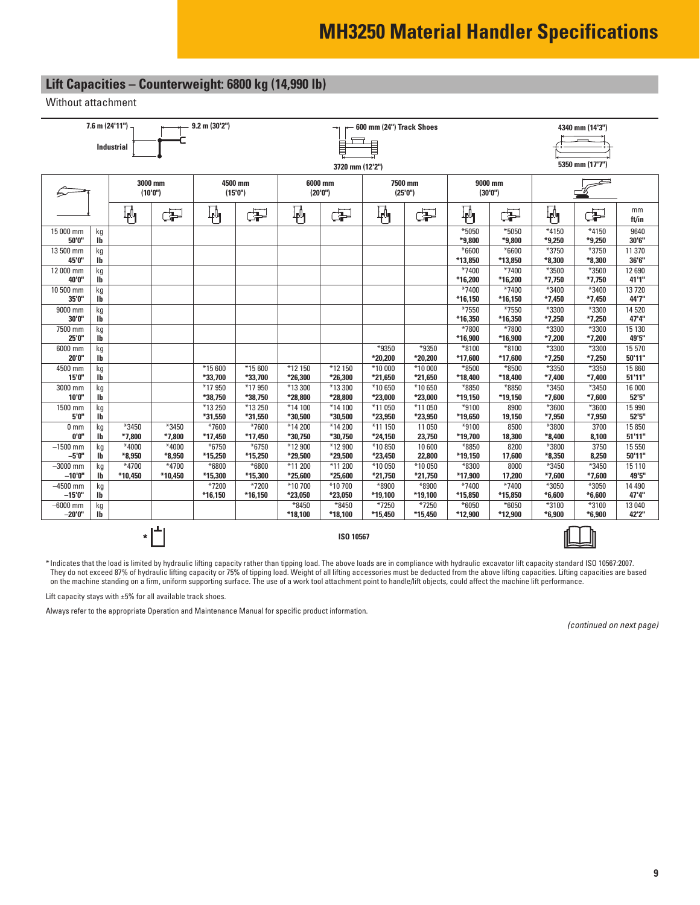# MH3250 Material Handler Specifications

## Lift Capacities – Counterweight: 6800 kg (14,990 lb)

Without attachment

7.6 m (24'11") Industrial — 9.2 m (30'2") — 600 mm (24") Track Shoes — 3720 mm (12'2") — 4340 mm (14'3") — 5350 mm (17'7")

| Load Point Height | | 3000 mm (10'0") | | 4500 mm (15'0") | | 6000 mm (20'0") | | 7500 mm (25'0") | | 9000 mm (30'0") | | Load at Maximum Reach | | |
|---|---|---|---|---|---|---|---|---|---|---|---|---|---|---|
| | | Front | Side | Front | Side | Front | Side | Front | Side | Front | Side | Front | Side | mm ft/in |
| 15 000 mm | kg | | | | | | | | | *5050 | *5050 | *4150 | *4150 | 9640 |
| 50'0" | lb | | | | | | | | | *9,800 | *9,800 | *9,250 | *9,250 | 30'6" |
| 13 500 mm | kg | | | | | | | | | *6600 | *6600 | *3750 | *3750 | 11 370 |
| 45'0" | lb | | | | | | | | | *13,850 | *13,850 | *8,300 | *8,300 | 36'6" |
| 12 000 mm | kg | | | | | | | | | *7400 | *7400 | *3500 | *3500 | 12 690 |
| 40'0" | lb | | | | | | | | | *16,200 | *16,200 | *7,750 | *7,750 | 41'1" |
| 10 500 mm | kg | | | | | | | | | *7400 | *7400 | *3400 | *3400 | 13 720 |
| 35'0" | lb | | | | | | | | | *16,150 | *16,150 | *7,450 | *7,450 | 44'7" |
| 9000 mm | kg | | | | | | | | | *7550 | *7550 | *3300 | *3300 | 14 520 |
| 30'0" | lb | | | | | | | | | *16,350 | *16,350 | *7,250 | *7,250 | 47'4" |
| 7500 mm | kg | | | | | | | | | *7800 | *7800 | *3300 | *3300 | 15 130 |
| 25'0" | lb | | | | | | | | | *16,900 | *16,900 | *7,200 | *7,200 | 49'5" |
| 6000 mm | kg | | | | | | | *9350 | *9350 | *8100 | *8100 | *3300 | *3300 | 15 570 |
| 20'0" | lb | | | | | | | *20,200 | *20,200 | *17,600 | *17,600 | *7,250 | *7,250 | 50'11" |
| 4500 mm | kg | | | *15 600 | *15 600 | *12 150 | *12 150 | *10 000 | *10 000 | *8500 | *8500 | *3350 | *3350 | 15 860 |
| 15'0" | lb | | | *33,700 | *33,700 | *26,300 | *26,300 | *21,650 | *21,650 | *18,400 | *18,400 | *7,400 | *7,400 | 51'11" |
| 3000 mm | kg | | | *17 950 | *17 950 | *13 300 | *13 300 | *10 650 | *10 650 | *8850 | *8850 | *3450 | *3450 | 16 000 |
| 10'0" | lb | | | *38,750 | *38,750 | *28,800 | *28,800 | *23,000 | *23,000 | *19,150 | *19,150 | *7,600 | *7,600 | 52'5" |
| 1500 mm | kg | | | *13 250 | *13 250 | *14 100 | *14 100 | *11 050 | *11 050 | *9100 | 8900 | *3600 | *3600 | 15 990 |
| 5'0" | lb | | | *31,550 | *31,550 | *30,500 | *30,500 | *23,950 | *23,950 | *19,650 | 19,150 | *7,950 | *7,950 | 52'5" |
| 0 mm | kg | *3450 | *3450 | *7600 | *7600 | *14 200 | *14 200 | *11 150 | 11 050 | *9100 | 8500 | *3800 | 3700 | 15 850 |
| 0'0" | lb | *7,800 | *7,800 | *17,450 | *17,450 | *30,750 | *30,750 | *24,150 | 23,750 | *19,700 | 18,300 | *8,400 | 8,100 | 51'11" |
| –1500 mm | kg | *4000 | *4000 | *6750 | *6750 | *12 900 | *12 900 | *10 850 | 10 600 | *8850 | 8200 | *3800 | 3750 | 15 550 |
| –5'0" | lb | *8,950 | *8,950 | *15,250 | *15,250 | *29,500 | *29,500 | *23,450 | 22,800 | *19,150 | 17,600 | *8,350 | 8,250 | 50'11" |
| –3000 mm | kg | *4700 | *4700 | *6800 | *6800 | *11 200 | *11 200 | *10 050 | *10 050 | *8300 | 8000 | *3450 | *3450 | 15 110 |
| –10'0" | lb | *10,450 | *10,450 | *15,300 | *15,300 | *25,600 | *25,600 | *21,750 | *21,750 | *17,900 | 17,200 | *7,600 | *7,600 | 49'5" |
| –4500 mm | kg | | | *7200 | *7200 | *10 700 | *10 700 | *8900 | *8900 | *7400 | *7400 | *3050 | *3050 | 14 490 |
| –15'0" | lb | | | *16,150 | *16,150 | *23,050 | *23,050 | *19,100 | *19,100 | *15,850 | *15,850 | *6,600 | *6,600 | 47'4" |
| –6000 mm | kg | | | | | *8450 | *8450 | *7250 | *7250 | *6050 | *6050 | *3100 | *3100 | 13 040 |
| –20'0" | lb | | | | | *18,100 | *18,100 | *15,450 | *15,450 | *12,900 | *12,900 | *6,900 | *6,900 | 42'2" |

ISO 10567

*Indicates that the load is limited by hydraulic lifting capacity rather than tipping load. The above loads are in compliance with hydraulic excavator lift capacity standard ISO 10567:2007. They do not exceed 87% of hydraulic lifting capacity or 75% of tipping load. Weight of all lifting accessories must be deducted from the above lifting capacities. Lifting capacities are based on the machine standing on a firm, uniform supporting surface. The use of a work tool attachment point to handle/lift objects, could affect the machine lift performance.

Lift capacity stays with ±5% for all available track shoes.

Always refer to the appropriate Operation and Maintenance Manual for specific product information.

*(continued on next page)*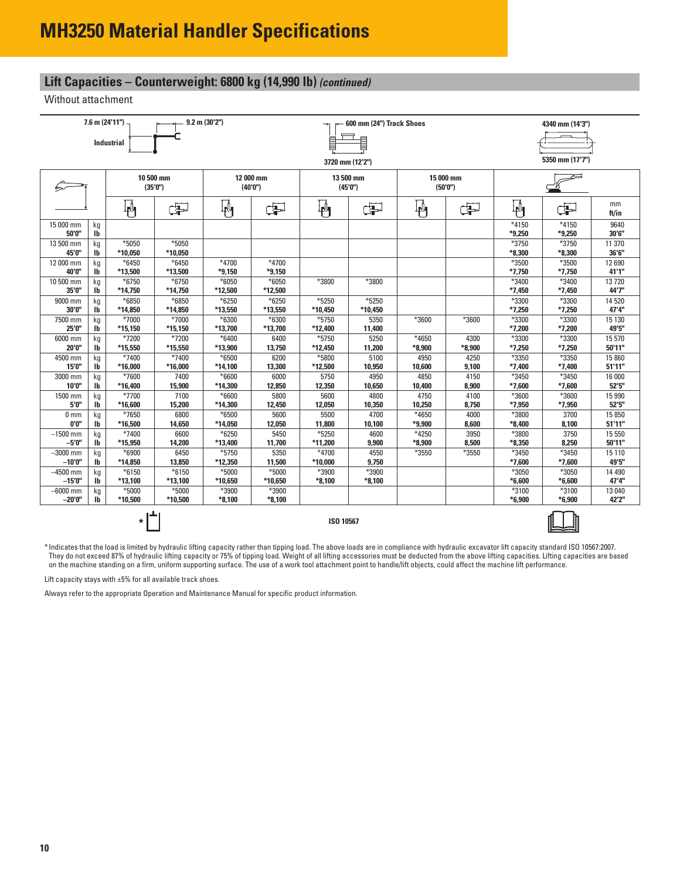# MH3250 Material Handler Specifications

## Lift Capacities – Counterweight: 6800 kg (14,990 lb) *(continued)*

Without attachment

7.6 m (24'11") Industrial — 9.2 m (30'2") — 600 mm (24") Track Shoes — 3720 mm (12'2") — 4340 mm (14'3") — 5350 mm (17'7")

| | | 10 500 mm (35'0") | | 12 000 mm (40'0") | | 13 500 mm (45'0") | | 15 000 mm (50'0") | | Max reach | | |
|---|---|---|---|---|---|---|---|---|---|---|---|---|
| | | Front | Side | Front | Side | Front | Side | Front | Side | Front | Side | mm ft/in |
| 15 000 mm 50'0" | kg lb | | | | | | | | | *4150 *9,250 | *4150 *9,250 | 9640 30'6" |
| 13 500 mm 45'0" | kg lb | *5050 *10,050 | *5050 *10,050 | | | | | | | *3750 *8,300 | *3750 *8,300 | 11 370 36'6" |
| 12 000 mm 40'0" | kg lb | *6450 *13,500 | *6450 *13,500 | *4700 *9,150 | *4700 *9,150 | | | | | *3500 *7,750 | *3500 *7,750 | 12 690 41'1" |
| 10 500 mm 35'0" | kg lb | *6750 *14,750 | *6750 *14,750 | *6050 *12,500 | *6050 *12,500 | *3800 | *3800 | | | *3400 *7,450 | *3400 *7,450 | 13 720 44'7" |
| 9000 mm 30'0" | kg lb | *6850 *14,850 | *6850 *14,850 | *6250 *13,550 | *6250 *13,550 | *5250 *10,450 | *5250 *10,450 | | | *3300 *7,250 | *3300 *7,250 | 14 520 47'4" |
| 7500 mm 25'0" | kg lb | *7000 *15,150 | *7000 *15,150 | *6300 *13,700 | *6300 *13,700 | *5750 *12,400 | 5350 11,400 | *3600 | *3600 | *3300 *7,200 | *3300 *7,200 | 15 130 49'5" |
| 6000 mm 20'0" | kg lb | *7200 *15,550 | *7200 *15,550 | *6400 *13,900 | 6400 13,750 | *5750 *12,450 | 5250 11,200 | *4650 *8,900 | 4300 *8,900 | *3300 *7,250 | *3300 *7,250 | 15 570 50'11" |
| 4500 mm 15'0" | kg lb | *7400 *16,000 | *7400 *16,000 | *6500 *14,100 | 6200 13,300 | *5800 *12,500 | 5100 10,950 | 4950 10,600 | 4250 9,100 | *3350 *7,400 | *3350 *7,400 | 15 860 51'11" |
| 3000 mm 10'0" | kg lb | *7600 *16,400 | 7400 15,900 | *6600 *14,300 | 6000 12,850 | 5750 12,350 | 4950 10,650 | 4850 10,400 | 4150 8,900 | *3450 *7,600 | *3450 *7,600 | 16 000 52'5" |
| 1500 mm 5'0" | kg lb | *7700 *16,600 | 7100 15,200 | *6600 *14,300 | 5800 12,450 | 5600 12,050 | 4800 10,350 | 4750 10,250 | 4100 8,750 | *3600 *7,950 | *3600 *7,950 | 15 990 52'5" |
| 0 mm 0'0" | kg lb | *7650 *16,500 | 6800 14,650 | *6500 *14,050 | 5600 12,050 | 5500 11,800 | 4700 10,100 | *4650 *9,900 | 4000 8,600 | *3800 *8,400 | 3700 8,100 | 15 850 51'11" |
| –1500 mm –5'0" | kg lb | *7400 *15,950 | 6600 14,200 | *6250 *13,400 | 5450 11,700 | *5250 *11,200 | 4600 9,900 | *4250 *8,900 | 3950 8,500 | *3800 *8,350 | 3750 8,250 | 15 550 50'11" |
| –3000 mm –10'0" | kg lb | *6900 *14,850 | 6450 13,850 | *5750 *12,350 | 5350 11,500 | *4700 *10,000 | 4550 9,750 | *3550 | *3550 | *3450 *7,600 | *3450 *7,600 | 15 110 49'5" |
| –4500 mm –15'0" | kg lb | *6150 *13,100 | *6150 *13,100 | *5000 *10,650 | *5000 *10,650 | *3900 *8,100 | *3900 *8,100 | | | *3050 *6,600 | *3050 *6,600 | 14 490 47'4" |
| –6000 mm –20'0" | kg lb | *5000 *10,500 | *5000 *10,500 | *3900 *8,100 | *3900 *8,100 | | | | | *3100 *6,900 | *3100 *6,900 | 13 040 42'2" |

ISO 10567

*Indicates that the load is limited by hydraulic lifting capacity rather than tipping load. The above loads are in compliance with hydraulic excavator lift capacity standard ISO 10567:2007. They do not exceed 87% of hydraulic lifting capacity or 75% of tipping load. Weight of all lifting accessories must be deducted from the above lifting capacities. Lifting capacities are based on the machine standing on a firm, uniform supporting surface. The use of a work tool attachment point to handle/lift objects, could affect the machine lift performance.

Lift capacity stays with ±5% for all available track shoes.

Always refer to the appropriate Operation and Maintenance Manual for specific product information.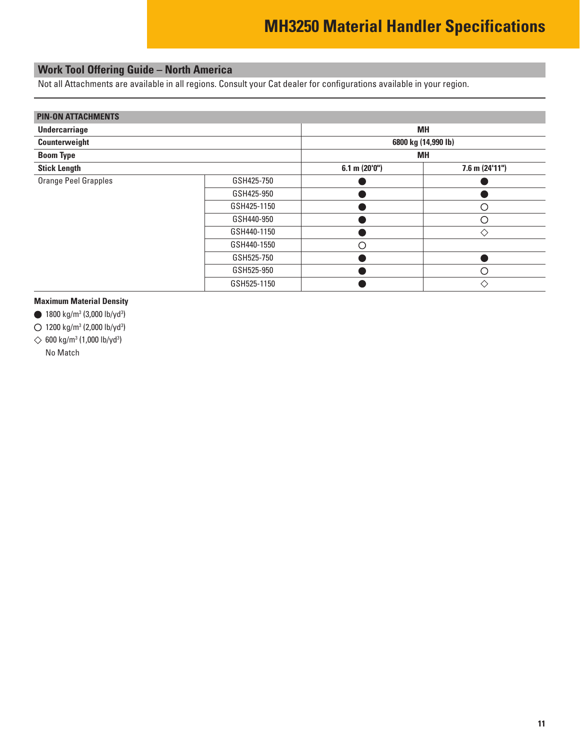# MH3250 Material Handler Specifications

## Work Tool Offering Guide – North America

Not all Attachments are available in all regions. Consult your Cat dealer for configurations available in your region.

| PIN-ON ATTACHMENTS | | | |
|---|---|---|---|
| **Undercarriage** | | **MH** | |
| **Counterweight** | | **6800 kg (14,990 lb)** | |
| **Boom Type** | | **MH** | |
| **Stick Length** | | **6.1 m (20'0")** | **7.6 m (24'11")** |
| Orange Peel Grapples | GSH425-750 | ● | ● |
| | GSH425-950 | ● | ● |
| | GSH425-1150 | ● | ○ |
| | GSH440-950 | ● | ○ |
| | GSH440-1150 | ● | ◇ |
| | GSH440-1550 | ○ | |
| | GSH525-750 | ● | ● |
| | GSH525-950 | ● | ○ |
| | GSH525-1150 | ● | ◇ |

**Maximum Material Density**

● 1800 kg/m³ (3,000 lb/yd³)

○ 1200 kg/m³ (2,000 lb/yd³)

◇ 600 kg/m³ (1,000 lb/yd³)

No Match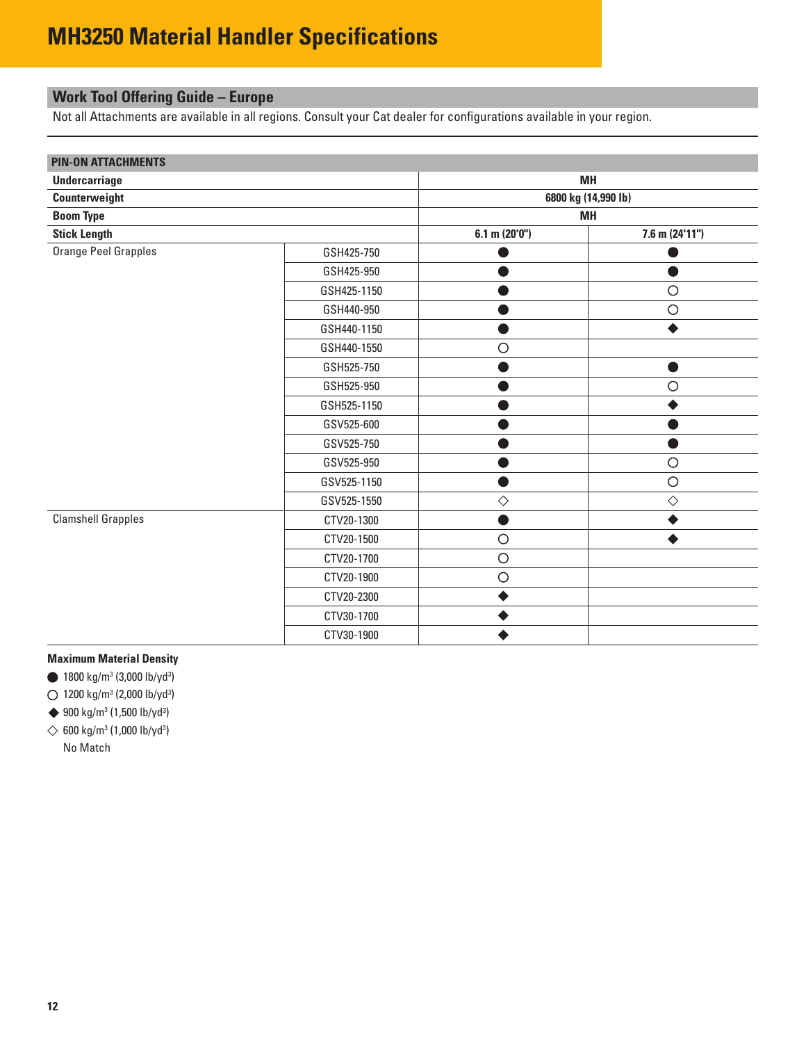# MH3250 Material Handler Specifications

## Work Tool Offering Guide – Europe

Not all Attachments are available in all regions. Consult your Cat dealer for configurations available in your region.

| PIN-ON ATTACHMENTS | | | |
|---|---|---|---|
| **Undercarriage** | | **MH** | |
| **Counterweight** | | **6800 kg (14,990 lb)** | |
| **Boom Type** | | **MH** | |
| **Stick Length** | | **6.1 m (20'0")** | **7.6 m (24'11")** |
| Orange Peel Grapples | GSH425-750 | ● | ● |
| | GSH425-950 | ● | ● |
| | GSH425-1150 | ● | ○ |
| | GSH440-950 | ● | ○ |
| | GSH440-1150 | ● | ◆ |
| | GSH440-1550 | ○ | |
| | GSH525-750 | ● | ● |
| | GSH525-950 | ● | ○ |
| | GSH525-1150 | ● | ◆ |
| | GSV525-600 | ● | ● |
| | GSV525-750 | ● | ● |
| | GSV525-950 | ● | ○ |
| | GSV525-1150 | ● | ○ |
| | GSV525-1550 | ◇ | ◇ |
| Clamshell Grapples | CTV20-1300 | ● | ◆ |
| | CTV20-1500 | ○ | ◆ |
| | CTV20-1700 | ○ | |
| | CTV20-1900 | ○ | |
| | CTV20-2300 | ◆ | |
| | CTV30-1700 | ◆ | |
| | CTV30-1900 | ◆ | |

**Maximum Material Density**

● 1800 kg/m³ (3,000 lb/yd³)

○ 1200 kg/m³ (2,000 lb/yd³)

◆ 900 kg/m³ (1,500 lb/yd³)

◇ 600 kg/m³ (1,000 lb/yd³)

No Match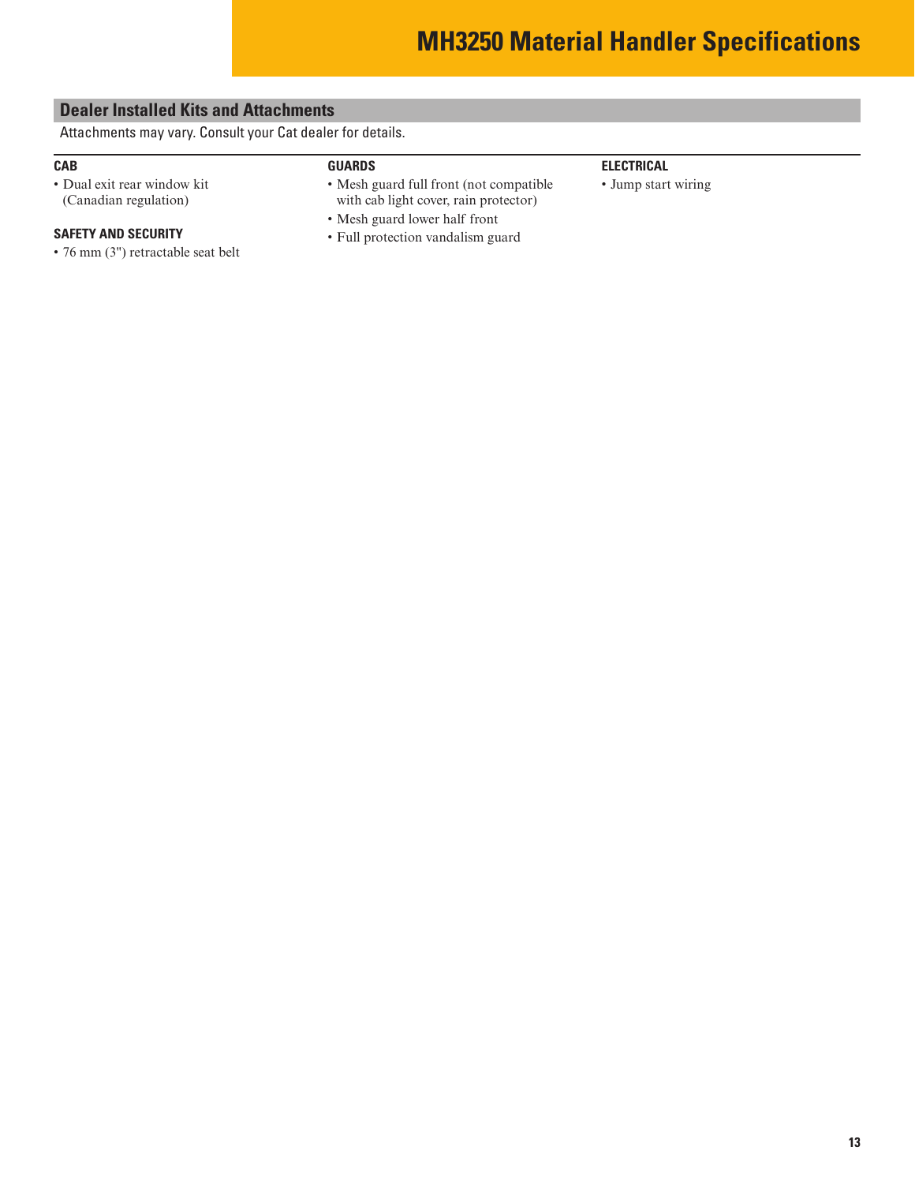## Dealer Installed Kits and Attachments

Attachments may vary. Consult your Cat dealer for details.

**CAB**

- Dual exit rear window kit (Canadian regulation)

**SAFETY AND SECURITY**

- 76 mm (3") retractable seat belt

**GUARDS**

- Mesh guard full front (not compatible with cab light cover, rain protector)
- Mesh guard lower half front
- Full protection vandalism guard

**ELECTRICAL**

- Jump start wiring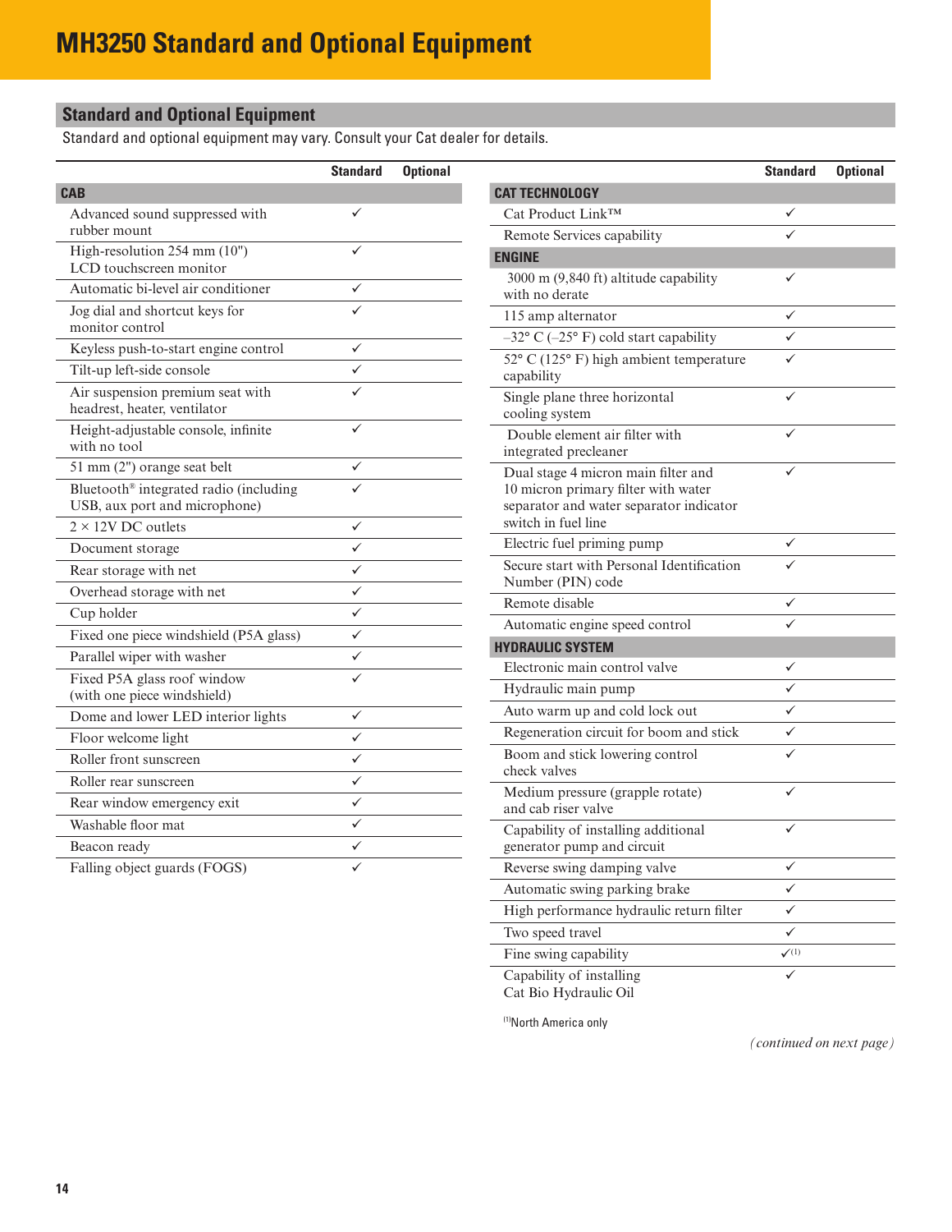# MH3250 Standard and Optional Equipment

## Standard and Optional Equipment

Standard and optional equipment may vary. Consult your Cat dealer for details.

| | Standard | Optional |
|---|---|---|
| **CAB** | | |
| Advanced sound suppressed with rubber mount | ✓ | |
| High-resolution 254 mm (10") LCD touchscreen monitor | ✓ | |
| Automatic bi-level air conditioner | ✓ | |
| Jog dial and shortcut keys for monitor control | ✓ | |
| Keyless push-to-start engine control | ✓ | |
| Tilt-up left-side console | ✓ | |
| Air suspension premium seat with headrest, heater, ventilator | ✓ | |
| Height-adjustable console, infinite with no tool | ✓ | |
| 51 mm (2") orange seat belt | ✓ | |
| Bluetooth® integrated radio (including USB, aux port and microphone) | ✓ | |
| 2 × 12V DC outlets | ✓ | |
| Document storage | ✓ | |
| Rear storage with net | ✓ | |
| Overhead storage with net | ✓ | |
| Cup holder | ✓ | |
| Fixed one piece windshield (P5A glass) | ✓ | |
| Parallel wiper with washer | ✓ | |
| Fixed P5A glass roof window (with one piece windshield) | ✓ | |
| Dome and lower LED interior lights | ✓ | |
| Floor welcome light | ✓ | |
| Roller front sunscreen | ✓ | |
| Roller rear sunscreen | ✓ | |
| Rear window emergency exit | ✓ | |
| Washable floor mat | ✓ | |
| Beacon ready | ✓ | |
| Falling object guards (FOGS) | ✓ | |

| | Standard | Optional |
|---|---|---|
| **CAT TECHNOLOGY** | | |
| Cat Product Link™ | ✓ | |
| Remote Services capability | ✓ | |
| **ENGINE** | | |
| 3000 m (9,840 ft) altitude capability with no derate | ✓ | |
| 115 amp alternator | ✓ | |
| –32° C (–25° F) cold start capability | ✓ | |
| 52° C (125° F) high ambient temperature capability | ✓ | |
| Single plane three horizontal cooling system | ✓ | |
| Double element air filter with integrated precleaner | ✓ | |
| Dual stage 4 micron main filter and 10 micron primary filter with water separator and water separator indicator switch in fuel line | ✓ | |
| Electric fuel priming pump | ✓ | |
| Secure start with Personal Identification Number (PIN) code | ✓ | |
| Remote disable | ✓ | |
| Automatic engine speed control | ✓ | |
| **HYDRAULIC SYSTEM** | | |
| Electronic main control valve | ✓ | |
| Hydraulic main pump | ✓ | |
| Auto warm up and cold lock out | ✓ | |
| Regeneration circuit for boom and stick | ✓ | |
| Boom and stick lowering control check valves | ✓ | |
| Medium pressure (grapple rotate) and cab riser valve | ✓ | |
| Capability of installing additional generator pump and circuit | ✓ | |
| Reverse swing damping valve | ✓ | |
| Automatic swing parking brake | ✓ | |
| High performance hydraulic return filter | ✓ | |
| Two speed travel | ✓ | |
| Fine swing capability | ✓[1] | |
| Capability of installing Cat Bio Hydraulic Oil | ✓ | |

[1]North America only

*(continued on next page)*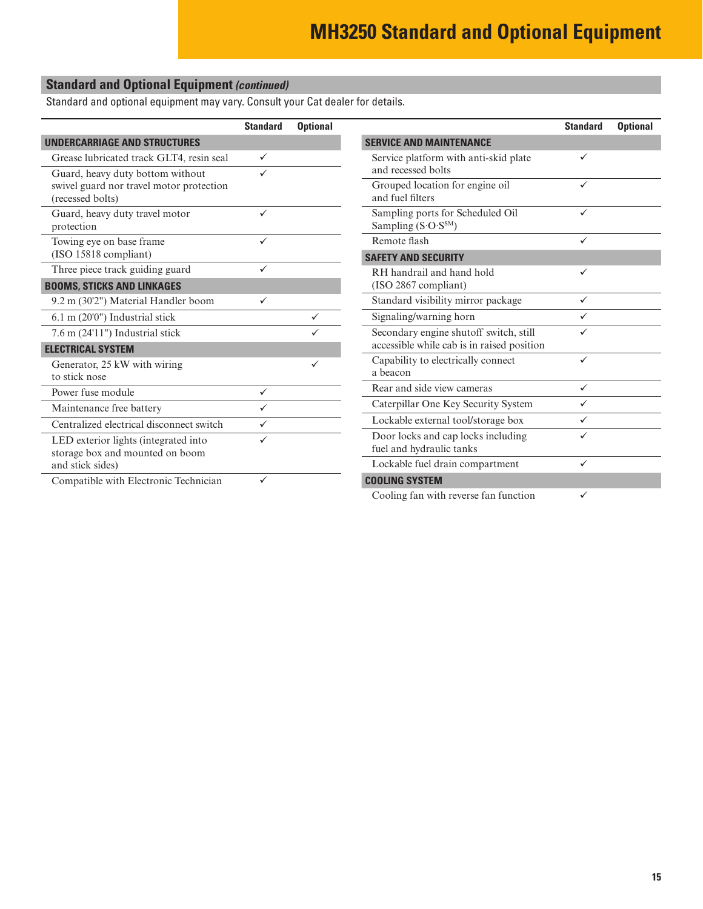# MH3250 Standard and Optional Equipment

## Standard and Optional Equipment *(continued)*

Standard and optional equipment may vary. Consult your Cat dealer for details.

| | Standard | Optional |
|---|---|---|
| **UNDERCARRIAGE AND STRUCTURES** | | |
| Grease lubricated track GLT4, resin seal | ✓ | |
| Guard, heavy duty bottom without swivel guard nor travel motor protection (recessed bolts) | ✓ | |
| Guard, heavy duty travel motor protection | ✓ | |
| Towing eye on base frame (ISO 15818 compliant) | ✓ | |
| Three piece track guiding guard | ✓ | |
| **BOOMS, STICKS AND LINKAGES** | | |
| 9.2 m (30'2") Material Handler boom | ✓ | |
| 6.1 m (20'0") Industrial stick | | ✓ |
| 7.6 m (24'11") Industrial stick | | ✓ |
| **ELECTRICAL SYSTEM** | | |
| Generator, 25 kW with wiring to stick nose | | ✓ |
| Power fuse module | ✓ | |
| Maintenance free battery | ✓ | |
| Centralized electrical disconnect switch | ✓ | |
| LED exterior lights (integrated into storage box and mounted on boom and stick sides) | ✓ | |
| Compatible with Electronic Technician | ✓ | |

| | Standard | Optional |
|---|---|---|
| **SERVICE AND MAINTENANCE** | | |
| Service platform with anti-skid plate and recessed bolts | ✓ | |
| Grouped location for engine oil and fuel filters | ✓ | |
| Sampling ports for Scheduled Oil Sampling (S·O·S[SM]) | ✓ | |
| Remote flash | ✓ | |
| **SAFETY AND SECURITY** | | |
| RH handrail and hand hold (ISO 2867 compliant) | ✓ | |
| Standard visibility mirror package | ✓ | |
| Signaling/warning horn | ✓ | |
| Secondary engine shutoff switch, still accessible while cab is in raised position | ✓ | |
| Capability to electrically connect a beacon | ✓ | |
| Rear and side view cameras | ✓ | |
| Caterpillar One Key Security System | ✓ | |
| Lockable external tool/storage box | ✓ | |
| Door locks and cap locks including fuel and hydraulic tanks | ✓ | |
| Lockable fuel drain compartment | ✓ | |
| **COOLING SYSTEM** | | |
| Cooling fan with reverse fan function | ✓ | |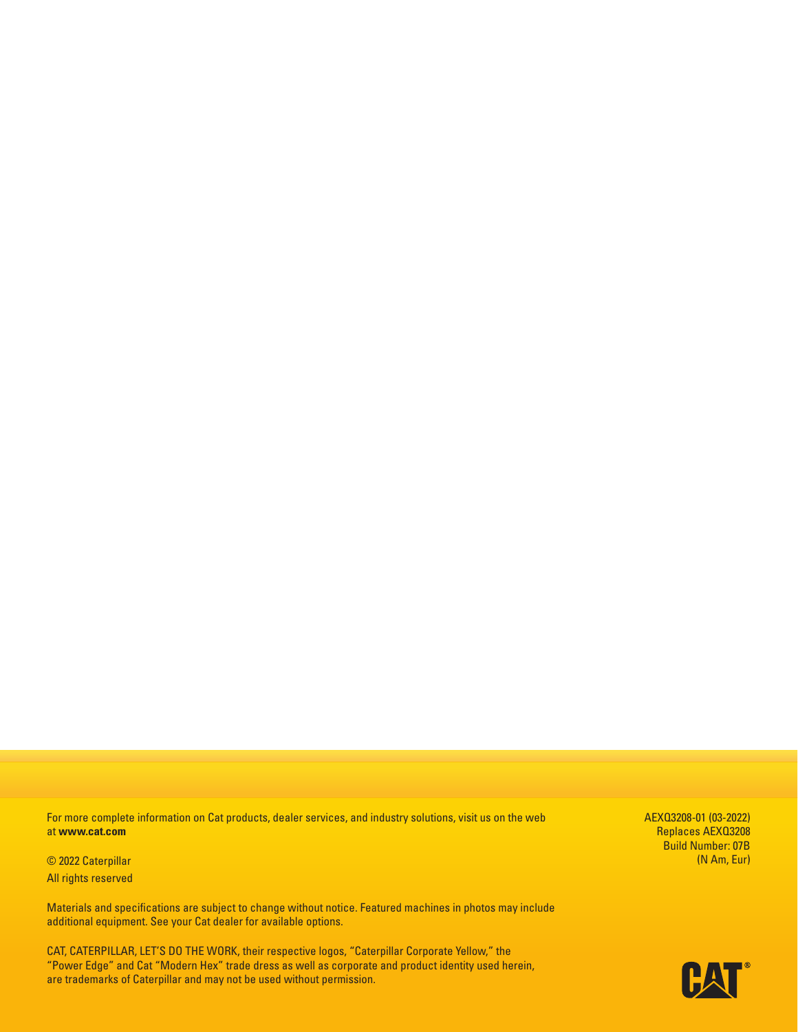For more complete information on Cat products, dealer services, and industry solutions, visit us on the web at **www.cat.com**

© 2022 Caterpillar
All rights reserved

Materials and specifications are subject to change without notice. Featured machines in photos may include additional equipment. See your Cat dealer for available options.

CAT, CATERPILLAR, LET'S DO THE WORK, their respective logos, "Caterpillar Corporate Yellow," the "Power Edge" and Cat "Modern Hex" trade dress as well as corporate and product identity used herein, are trademarks of Caterpillar and may not be used without permission.

AEXQ3208-01 (03-2022)
Replaces AEXQ3208
Build Number: 07B
(N Am, Eur)